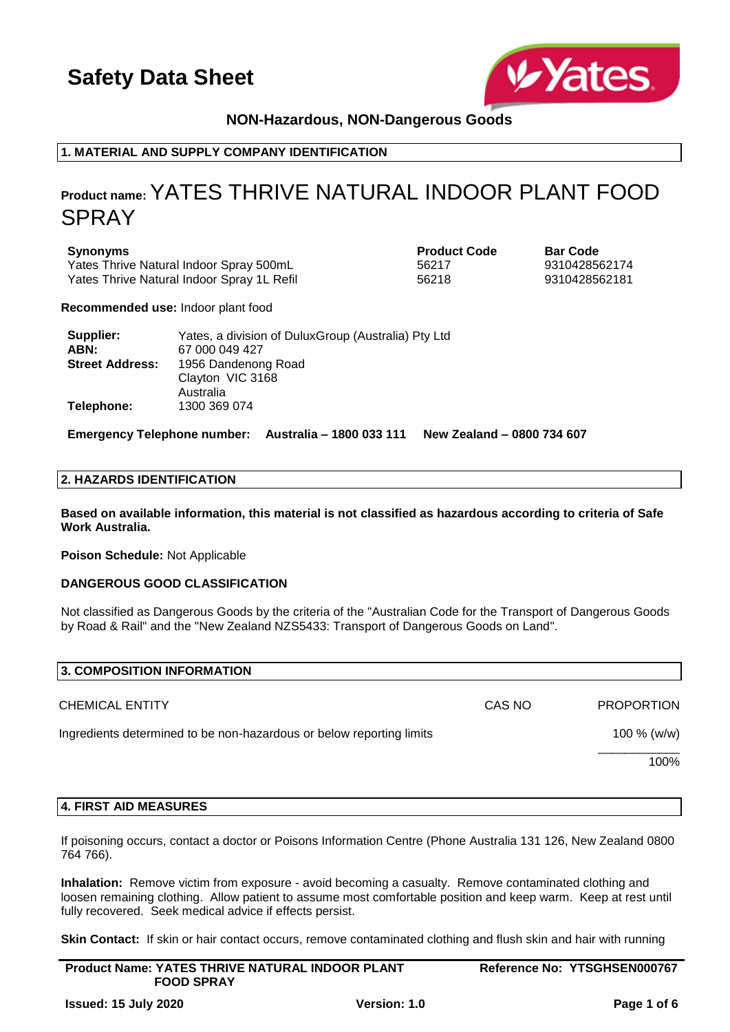# Safety Data Sheet

**NON-Hazardous, NON-Dangerous Goods**

## 1. MATERIAL AND SUPPLY COMPANY IDENTIFICATION

**Product name:** YATES THRIVE NATURAL INDOOR PLANT FOOD SPRAY

| Synonyms | Product Code | Bar Code |
|---|---|---|
| Yates Thrive Natural Indoor Spray 500mL | 56217 | 9310428562174 |
| Yates Thrive Natural Indoor Spray 1L Refil | 56218 | 9310428562181 |

**Recommended use:** Indoor plant food

**Supplier:** Yates, a division of DuluxGroup (Australia) Pty Ltd
**ABN:** 67 000 049 427
**Street Address:** 1956 Dandenong Road
Clayton VIC 3168
Australia
**Telephone:** 1300 369 074

**Emergency Telephone number: Australia – 1800 033 111 New Zealand – 0800 734 607**

## 2. HAZARDS IDENTIFICATION

**Based on available information, this material is not classified as hazardous according to criteria of Safe Work Australia.**

**Poison Schedule:** Not Applicable

**DANGEROUS GOOD CLASSIFICATION**

Not classified as Dangerous Goods by the criteria of the "Australian Code for the Transport of Dangerous Goods by Road & Rail" and the "New Zealand NZS5433: Transport of Dangerous Goods on Land".

## 3. COMPOSITION INFORMATION

| CHEMICAL ENTITY | CAS NO | PROPORTION |
|---|---|---|
| Ingredients determined to be non-hazardous or below reporting limits | | 100 % (w/w) |
| | | 100% |

## 4. FIRST AID MEASURES

If poisoning occurs, contact a doctor or Poisons Information Centre (Phone Australia 131 126, New Zealand 0800 764 766).

**Inhalation:** Remove victim from exposure - avoid becoming a casualty. Remove contaminated clothing and loosen remaining clothing. Allow patient to assume most comfortable position and keep warm. Keep at rest until fully recovered. Seek medical advice if effects persist.

**Skin Contact:** If skin or hair contact occurs, remove contaminated clothing and flush skin and hair with running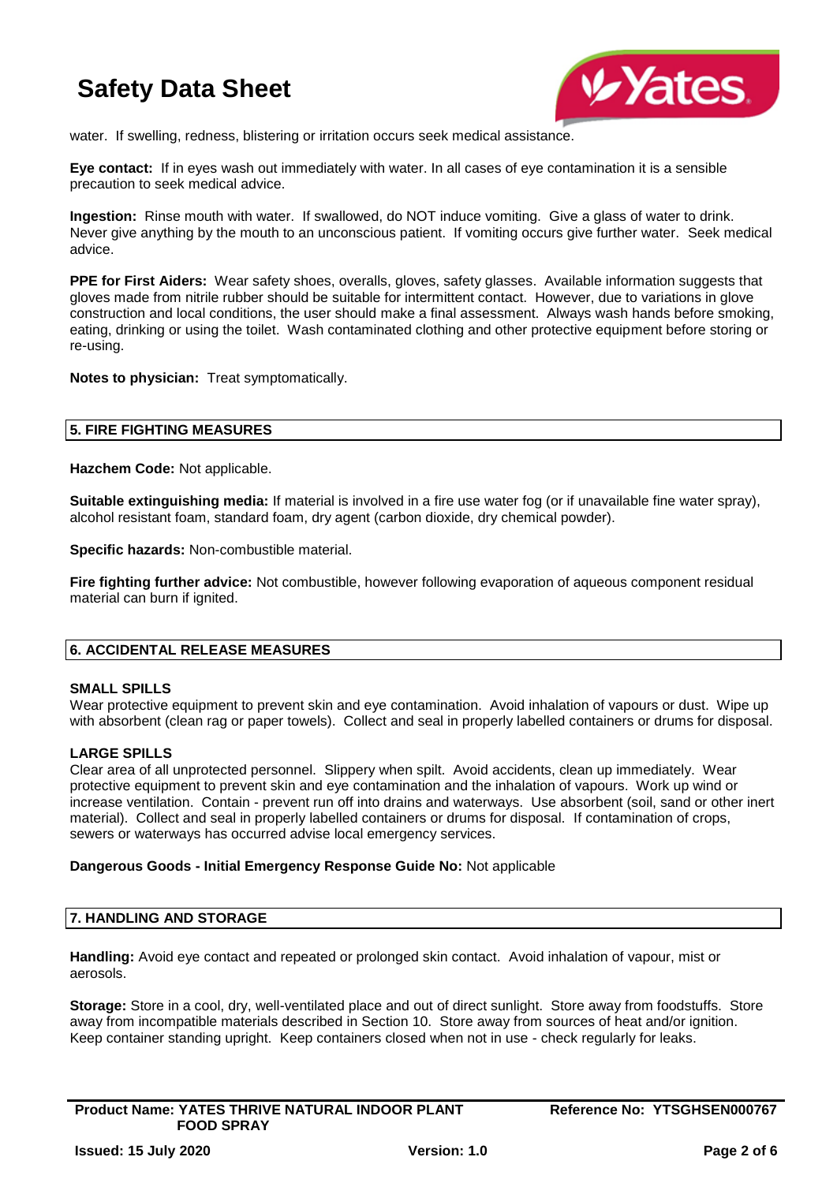water. If swelling, redness, blistering or irritation occurs seek medical assistance.

**Eye contact:** If in eyes wash out immediately with water. In all cases of eye contamination it is a sensible precaution to seek medical advice.

**Ingestion:** Rinse mouth with water. If swallowed, do NOT induce vomiting. Give a glass of water to drink. Never give anything by the mouth to an unconscious patient. If vomiting occurs give further water. Seek medical advice.

**PPE for First Aiders:** Wear safety shoes, overalls, gloves, safety glasses. Available information suggests that gloves made from nitrile rubber should be suitable for intermittent contact. However, due to variations in glove construction and local conditions, the user should make a final assessment. Always wash hands before smoking, eating, drinking or using the toilet. Wash contaminated clothing and other protective equipment before storing or re-using.

**Notes to physician:** Treat symptomatically.

## 5. FIRE FIGHTING MEASURES

**Hazchem Code:** Not applicable.

**Suitable extinguishing media:** If material is involved in a fire use water fog (or if unavailable fine water spray), alcohol resistant foam, standard foam, dry agent (carbon dioxide, dry chemical powder).

**Specific hazards:** Non-combustible material.

**Fire fighting further advice:** Not combustible, however following evaporation of aqueous component residual material can burn if ignited.

## 6. ACCIDENTAL RELEASE MEASURES

### SMALL SPILLS

Wear protective equipment to prevent skin and eye contamination. Avoid inhalation of vapours or dust. Wipe up with absorbent (clean rag or paper towels). Collect and seal in properly labelled containers or drums for disposal.

### LARGE SPILLS

Clear area of all unprotected personnel. Slippery when spilt. Avoid accidents, clean up immediately. Wear protective equipment to prevent skin and eye contamination and the inhalation of vapours. Work up wind or increase ventilation. Contain - prevent run off into drains and waterways. Use absorbent (soil, sand or other inert material). Collect and seal in properly labelled containers or drums for disposal. If contamination of crops, sewers or waterways has occurred advise local emergency services.

**Dangerous Goods - Initial Emergency Response Guide No:** Not applicable

## 7. HANDLING AND STORAGE

**Handling:** Avoid eye contact and repeated or prolonged skin contact. Avoid inhalation of vapour, mist or aerosols.

**Storage:** Store in a cool, dry, well-ventilated place and out of direct sunlight. Store away from foodstuffs. Store away from incompatible materials described in Section 10. Store away from sources of heat and/or ignition. Keep container standing upright. Keep containers closed when not in use - check regularly for leaks.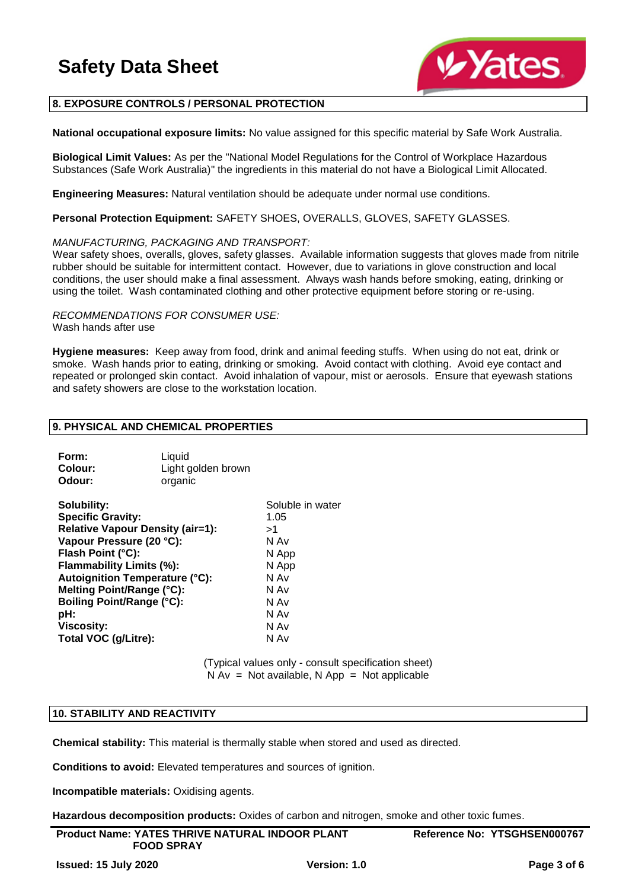## 8. EXPOSURE CONTROLS / PERSONAL PROTECTION

**National occupational exposure limits:** No value assigned for this specific material by Safe Work Australia.

**Biological Limit Values:** As per the "National Model Regulations for the Control of Workplace Hazardous Substances (Safe Work Australia)" the ingredients in this material do not have a Biological Limit Allocated.

**Engineering Measures:** Natural ventilation should be adequate under normal use conditions.

**Personal Protection Equipment:** SAFETY SHOES, OVERALLS, GLOVES, SAFETY GLASSES.

*MANUFACTURING, PACKAGING AND TRANSPORT:*
Wear safety shoes, overalls, gloves, safety glasses. Available information suggests that gloves made from nitrile rubber should be suitable for intermittent contact. However, due to variations in glove construction and local conditions, the user should make a final assessment. Always wash hands before smoking, eating, drinking or using the toilet. Wash contaminated clothing and other protective equipment before storing or re-using.

*RECOMMENDATIONS FOR CONSUMER USE:*
Wash hands after use

**Hygiene measures:** Keep away from food, drink and animal feeding stuffs. When using do not eat, drink or smoke. Wash hands prior to eating, drinking or smoking. Avoid contact with clothing. Avoid eye contact and repeated or prolonged skin contact. Avoid inhalation of vapour, mist or aerosols. Ensure that eyewash stations and safety showers are close to the workstation location.

## 9. PHYSICAL AND CHEMICAL PROPERTIES

| | |
|---|---|
| **Form:** | Liquid |
| **Colour:** | Light golden brown |
| **Odour:** | organic |

| | |
|---|---|
| **Solubility:** | Soluble in water |
| **Specific Gravity:** | 1.05 |
| **Relative Vapour Density (air=1):** | >1 |
| **Vapour Pressure (20 °C):** | N Av |
| **Flash Point (°C):** | N App |
| **Flammability Limits (%):** | N App |
| **Autoignition Temperature (°C):** | N Av |
| **Melting Point/Range (°C):** | N Av |
| **Boiling Point/Range (°C):** | N Av |
| **pH:** | N Av |
| **Viscosity:** | N Av |
| **Total VOC (g/Litre):** | N Av |

(Typical values only - consult specification sheet)
N Av = Not available, N App = Not applicable

## 10. STABILITY AND REACTIVITY

**Chemical stability:** This material is thermally stable when stored and used as directed.

**Conditions to avoid:** Elevated temperatures and sources of ignition.

**Incompatible materials:** Oxidising agents.

**Hazardous decomposition products:** Oxides of carbon and nitrogen, smoke and other toxic fumes.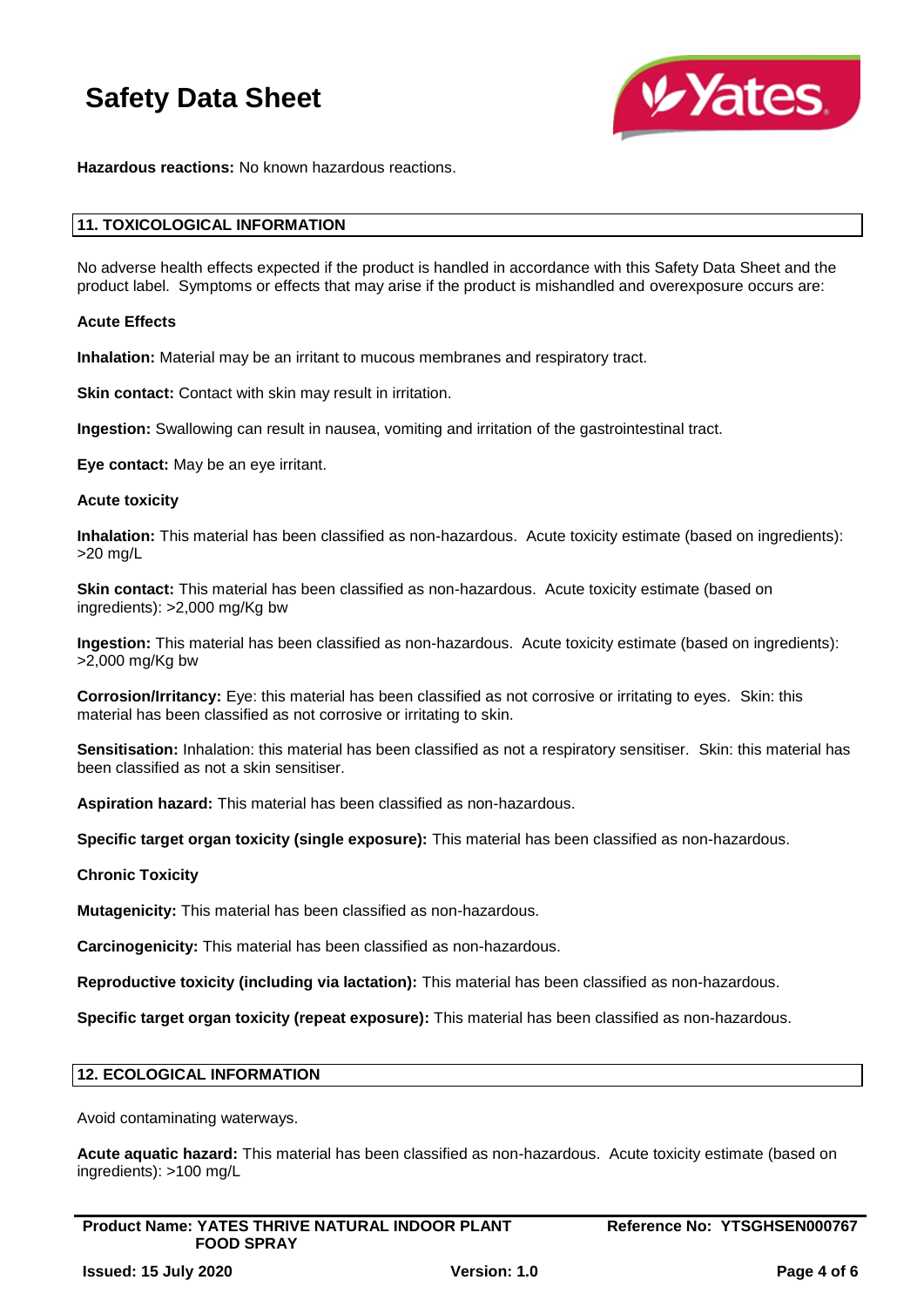**Hazardous reactions:** No known hazardous reactions.

## 11. TOXICOLOGICAL INFORMATION

No adverse health effects expected if the product is handled in accordance with this Safety Data Sheet and the product label. Symptoms or effects that may arise if the product is mishandled and overexposure occurs are:

**Acute Effects**

**Inhalation:** Material may be an irritant to mucous membranes and respiratory tract.

**Skin contact:** Contact with skin may result in irritation.

**Ingestion:** Swallowing can result in nausea, vomiting and irritation of the gastrointestinal tract.

**Eye contact:** May be an eye irritant.

**Acute toxicity**

**Inhalation:** This material has been classified as non-hazardous. Acute toxicity estimate (based on ingredients): >20 mg/L

**Skin contact:** This material has been classified as non-hazardous. Acute toxicity estimate (based on ingredients): >2,000 mg/Kg bw

**Ingestion:** This material has been classified as non-hazardous. Acute toxicity estimate (based on ingredients): >2,000 mg/Kg bw

**Corrosion/Irritancy:** Eye: this material has been classified as not corrosive or irritating to eyes. Skin: this material has been classified as not corrosive or irritating to skin.

**Sensitisation:** Inhalation: this material has been classified as not a respiratory sensitiser. Skin: this material has been classified as not a skin sensitiser.

**Aspiration hazard:** This material has been classified as non-hazardous.

**Specific target organ toxicity (single exposure):** This material has been classified as non-hazardous.

**Chronic Toxicity**

**Mutagenicity:** This material has been classified as non-hazardous.

**Carcinogenicity:** This material has been classified as non-hazardous.

**Reproductive toxicity (including via lactation):** This material has been classified as non-hazardous.

**Specific target organ toxicity (repeat exposure):** This material has been classified as non-hazardous.

## 12. ECOLOGICAL INFORMATION

Avoid contaminating waterways.

**Acute aquatic hazard:** This material has been classified as non-hazardous. Acute toxicity estimate (based on ingredients): >100 mg/L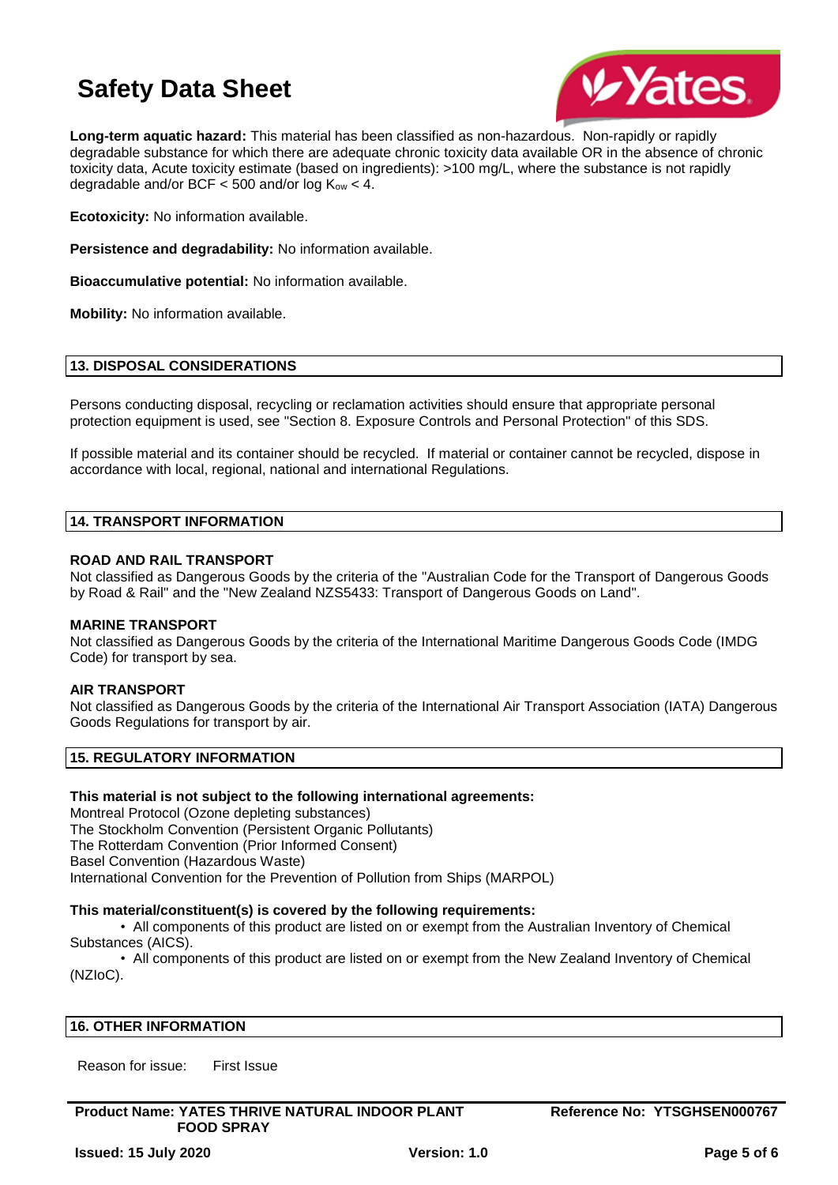**Long-term aquatic hazard:** This material has been classified as non-hazardous. Non-rapidly or rapidly degradable substance for which there are adequate chronic toxicity data available OR in the absence of chronic toxicity data, Acute toxicity estimate (based on ingredients): >100 mg/L, where the substance is not rapidly degradable and/or BCF < 500 and/or log $K_{ow}$ < 4.

**Ecotoxicity:** No information available.

**Persistence and degradability:** No information available.

**Bioaccumulative potential:** No information available.

**Mobility:** No information available.

## 13. DISPOSAL CONSIDERATIONS

Persons conducting disposal, recycling or reclamation activities should ensure that appropriate personal protection equipment is used, see "Section 8. Exposure Controls and Personal Protection" of this SDS.

If possible material and its container should be recycled. If material or container cannot be recycled, dispose in accordance with local, regional, national and international Regulations.

## 14. TRANSPORT INFORMATION

### ROAD AND RAIL TRANSPORT

Not classified as Dangerous Goods by the criteria of the "Australian Code for the Transport of Dangerous Goods by Road & Rail" and the "New Zealand NZS5433: Transport of Dangerous Goods on Land".

### MARINE TRANSPORT

Not classified as Dangerous Goods by the criteria of the International Maritime Dangerous Goods Code (IMDG Code) for transport by sea.

### AIR TRANSPORT

Not classified as Dangerous Goods by the criteria of the International Air Transport Association (IATA) Dangerous Goods Regulations for transport by air.

## 15. REGULATORY INFORMATION

**This material is not subject to the following international agreements:**

Montreal Protocol (Ozone depleting substances)
The Stockholm Convention (Persistent Organic Pollutants)
The Rotterdam Convention (Prior Informed Consent)
Basel Convention (Hazardous Waste)
International Convention for the Prevention of Pollution from Ships (MARPOL)

**This material/constituent(s) is covered by the following requirements:**

- All components of this product are listed on or exempt from the Australian Inventory of Chemical Substances (AICS).
- All components of this product are listed on or exempt from the New Zealand Inventory of Chemical (NZIoC).

## 16. OTHER INFORMATION

Reason for issue: First Issue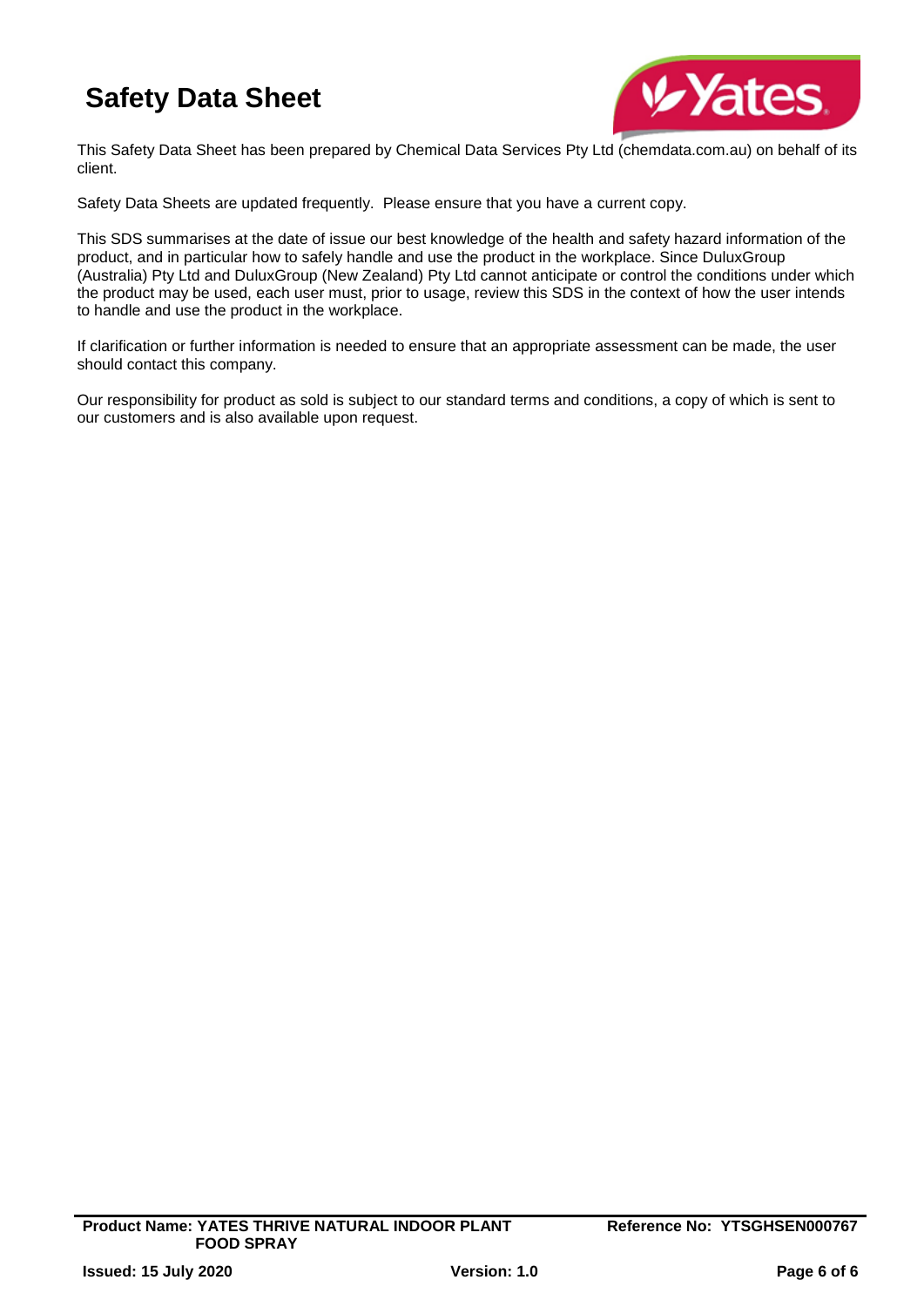# Safety Data Sheet

This Safety Data Sheet has been prepared by Chemical Data Services Pty Ltd (chemdata.com.au) on behalf of its client.

Safety Data Sheets are updated frequently. Please ensure that you have a current copy.

This SDS summarises at the date of issue our best knowledge of the health and safety hazard information of the product, and in particular how to safely handle and use the product in the workplace. Since DuluxGroup (Australia) Pty Ltd and DuluxGroup (New Zealand) Pty Ltd cannot anticipate or control the conditions under which the product may be used, each user must, prior to usage, review this SDS in the context of how the user intends to handle and use the product in the workplace.

If clarification or further information is needed to ensure that an appropriate assessment can be made, the user should contact this company.

Our responsibility for product as sold is subject to our standard terms and conditions, a copy of which is sent to our customers and is also available upon request.